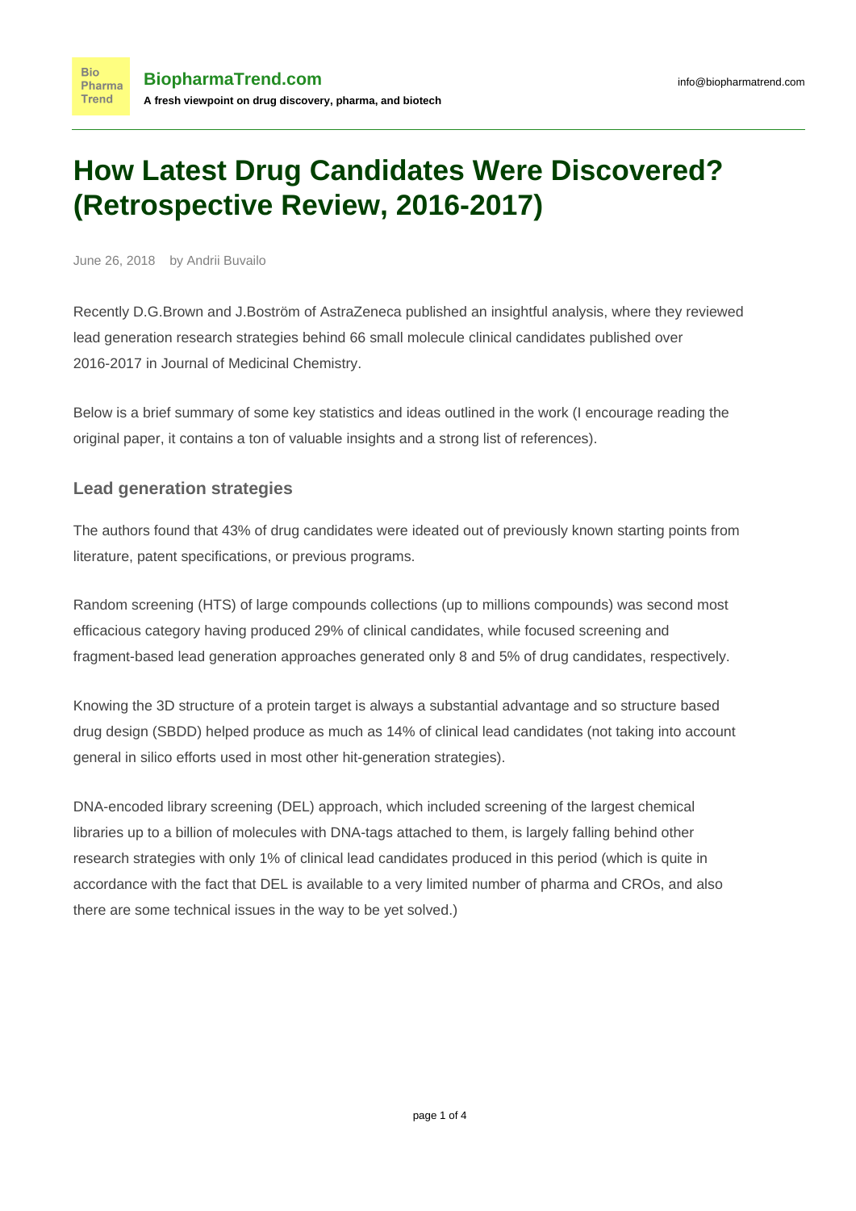# How Latest Drug Candidates Were Discovered? (Retrospective Review, 2016-2017)

June 26, 2018 by Andrii Buvailo

Recently D.G.Brown and J.Boström of AstraZeneca published an insightful analysis, where they reviewed lead generation research strategies behind 66 small molecule clinical candidates published over 2016-2017 in Journal of Medicinal Chemistry.

Below is a brief summary of some key statistics and ideas outlined in the work (I encourage reading the original paper, it contains a ton of valuable insights and a strong list of references).

### Lead generation strategies

The authors found that 43% of drug candidates were ideated out of previously known starting points from literature, patent specifications, or previous programs.

Random screening (HTS) of large compounds collections (up to millions compounds) was second most efficacious category having produced 29% of clinical candidates, while focused screening and fragment-based lead generation approaches generated only 8 and 5% of drug candidates, respectively.

Knowing the 3D structure of a protein target is always a substantial advantage and so structure based drug design (SBDD) helped produce as much as 14% of clinical lead candidates (not taking into account general in silico efforts used in most other hit-generation strategies).

DNA-encoded library screening (DEL) approach, which included screening of the largest chemical libraries up to a billion of molecules with DNA-tags attached to them, is largely falling behind other research strategies with only 1% of clinical lead candidates produced in this period (which is quite in accordance with the fact that DEL is available to a very limited number of pharma and CROs, and also there are some technical issues in the way to be yet solved.)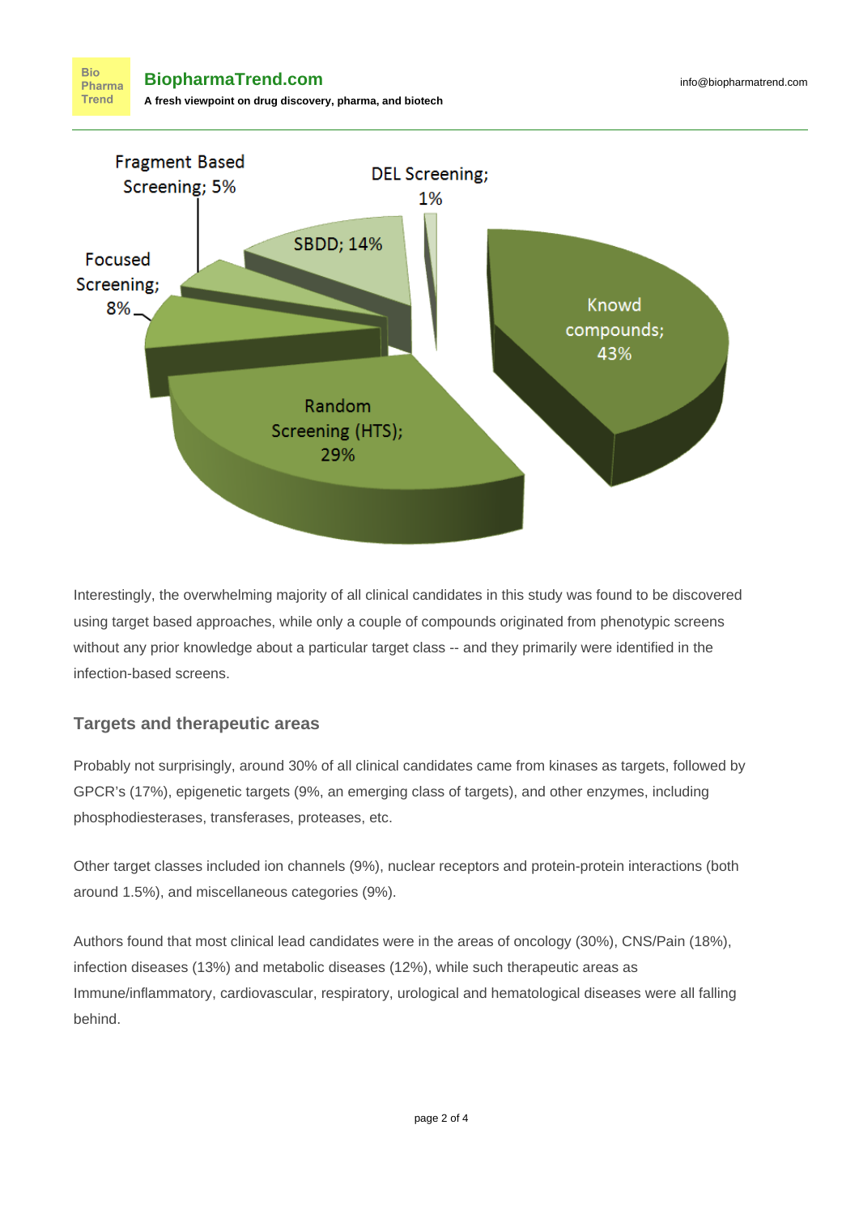Interestingly, the overwhelming majority of all clinical candidates in this study was found to be discovered using target based approaches, while only a couple of compounds originated from phenotypic screens without any prior knowledge about a particular target class -- and they primarily were identified in the infection-based screens.

## Targets and therapeutic areas

Probably not surprisingly, around 30% of all clinical candidates came from kinases as targets, followed by GPCR's (17%), epigenetic targets (9%, an emerging class of targets), and other enzymes, including phosphodiesterases, transferases, proteases, etc.

Other target classes included ion channels (9%), nuclear receptors and protein-protein interactions (both around 1.5%), and miscellaneous categories (9%).

Authors found that most clinical lead candidates were in the areas of oncology (30%), CNS/Pain (18%), infection diseases (13%) and metabolic diseases (12%), while such therapeutic areas as Immune/inflammatory, cardiovascular, respiratory, urological and hematological diseases were all falling behind.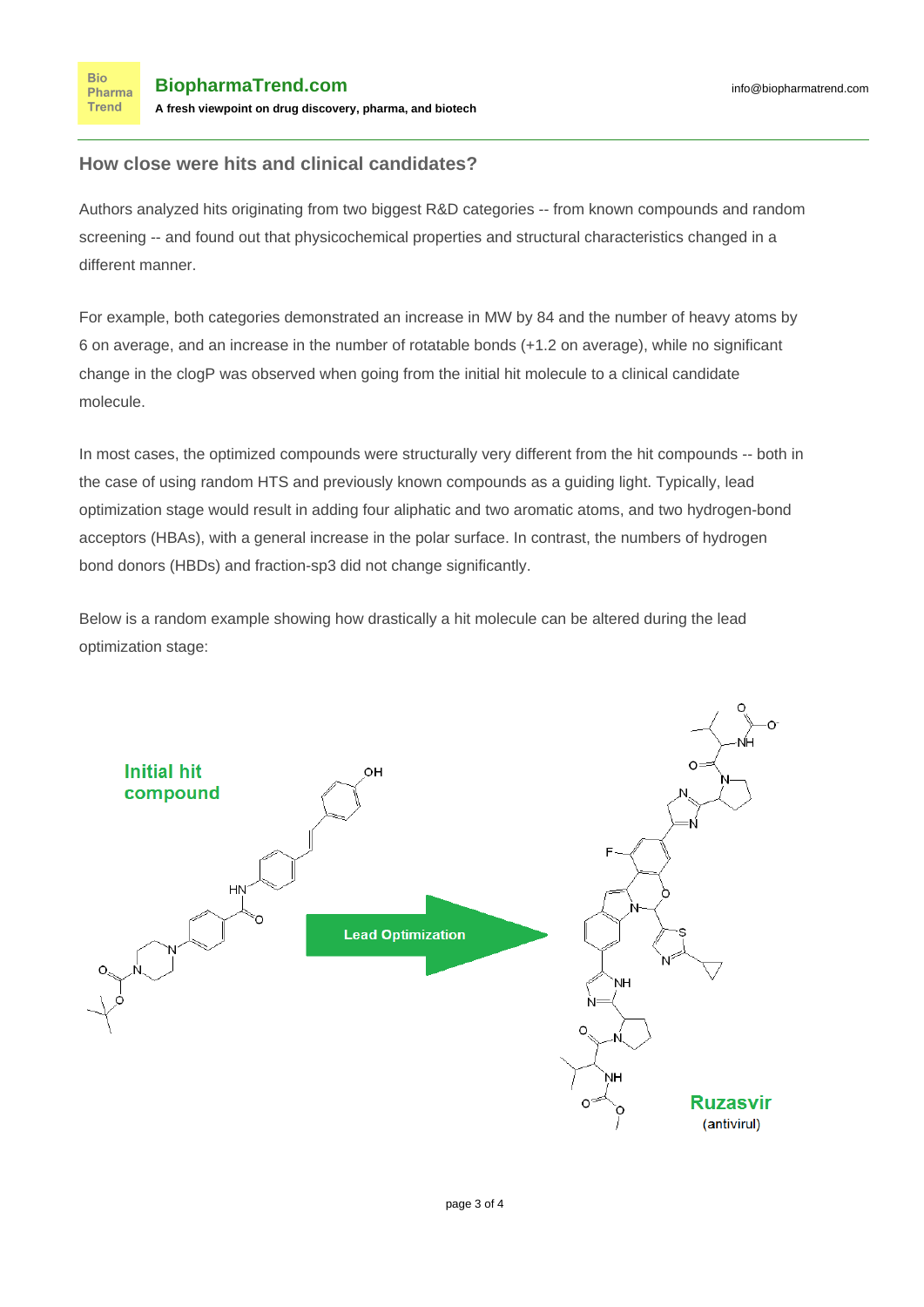## How close were hits and clinical candidates?

Authors analyzed hits originating from two biggest R&D categories -- from known compounds and random screening -- and found out that physicochemical properties and structural characteristics changed in a different manner.

For example, both categories demonstrated an increase in MW by 84 and the number of heavy atoms by 6 on average, and an increase in the number of rotatable bonds (+1.2 on average), while no significant change in the clogP was observed when going from the initial hit molecule to a clinical candidate molecule.

In most cases, the optimized compounds were structurally very different from the hit compounds -- both in the case of using random HTS and previously known compounds as a guiding light. Typically, lead optimization stage would result in adding four aliphatic and two aromatic atoms, and two hydrogen-bond acceptors (HBAs), with a general increase in the polar surface. In contrast, the numbers of hydrogen bond donors (HBDs) and fraction-sp3 did not change significantly.

Below is a random example showing how drastically a hit molecule can be altered during the lead optimization stage:

**Initial hit compound**

**Lead Optimization**

**Ruzasvir**
(antivirul)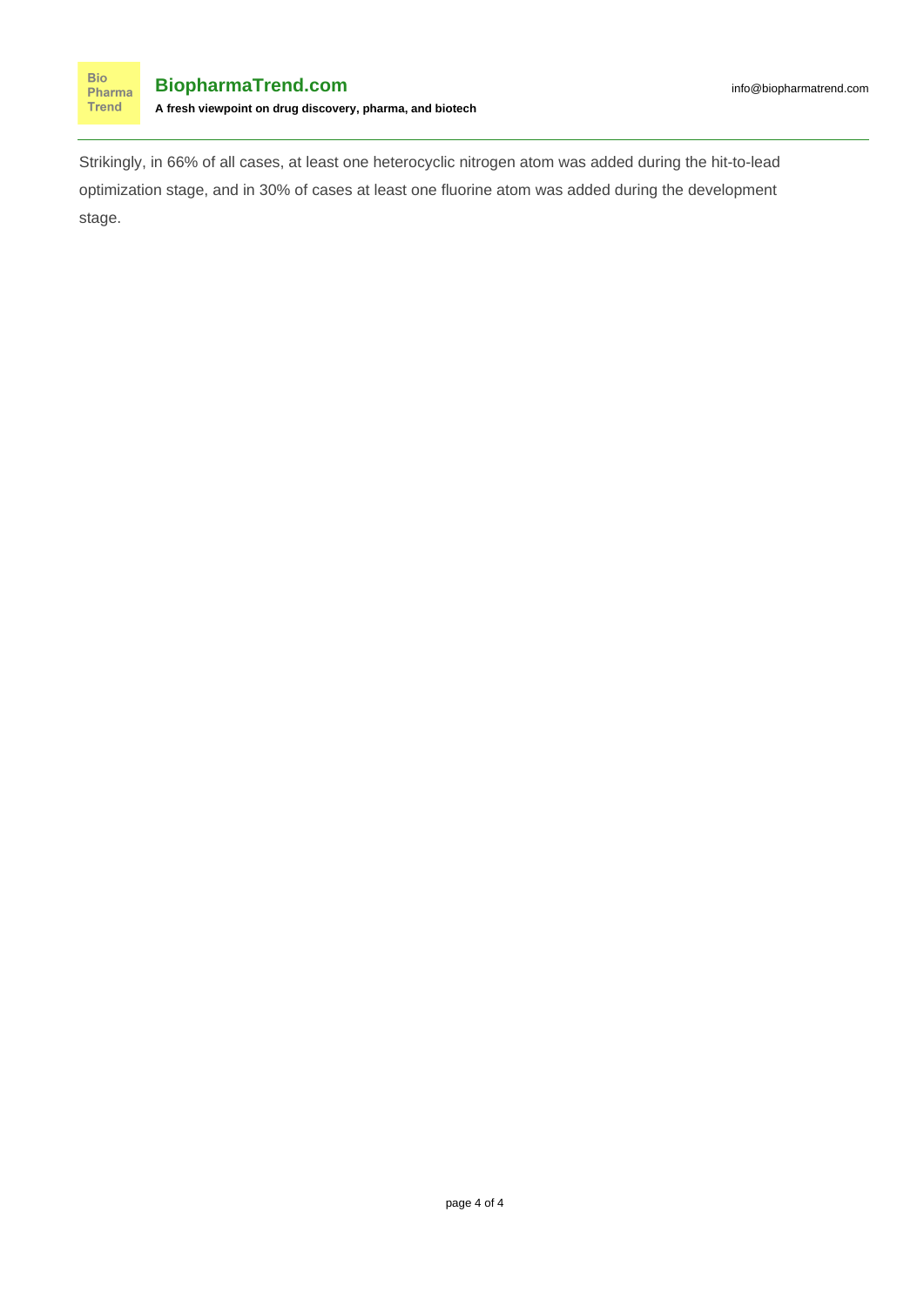Strikingly, in 66% of all cases, at least one heterocyclic nitrogen atom was added during the hit-to-lead optimization stage, and in 30% of cases at least one fluorine atom was added during the development stage.